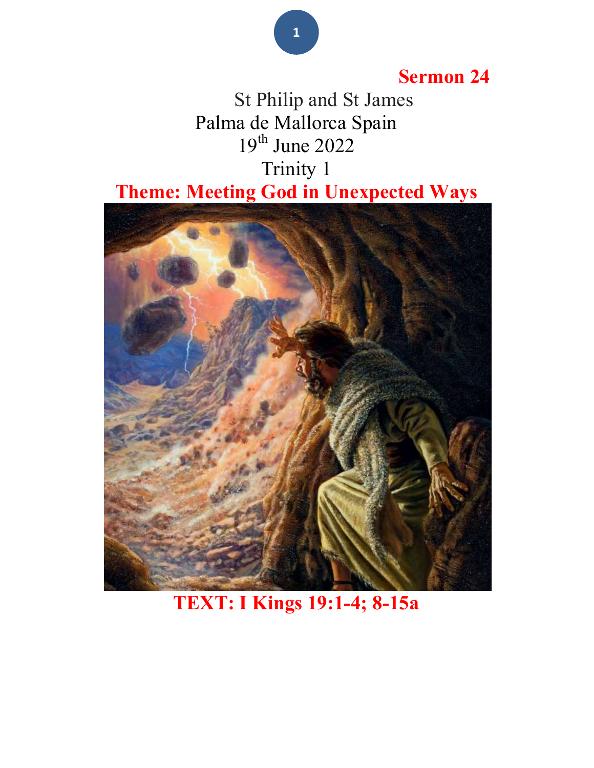**Sermon 24**

St Philip and St James
Palma de Mallorca Spain
19th June 2022
Trinity 1

**Theme: Meeting God in Unexpected Ways**

**TEXT: I Kings 19:1-4; 8-15a**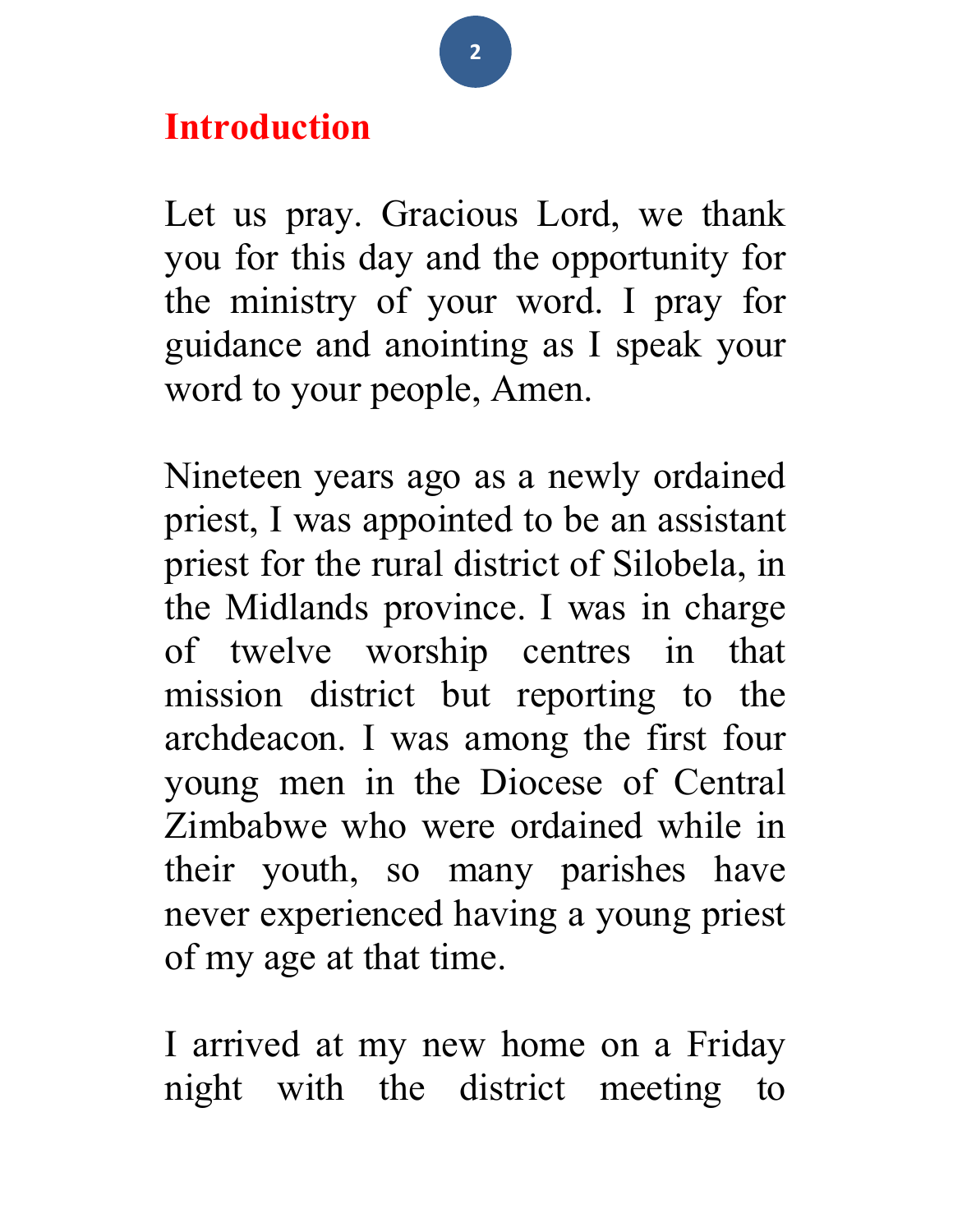# Introduction

Let us pray. Gracious Lord, we thank you for this day and the opportunity for the ministry of your word. I pray for guidance and anointing as I speak your word to your people, Amen.

Nineteen years ago as a newly ordained priest, I was appointed to be an assistant priest for the rural district of Silobela, in the Midlands province. I was in charge of twelve worship centres in that mission district but reporting to the archdeacon. I was among the first four young men in the Diocese of Central Zimbabwe who were ordained while in their youth, so many parishes have never experienced having a young priest of my age at that time.

I arrived at my new home on a Friday night with the district meeting to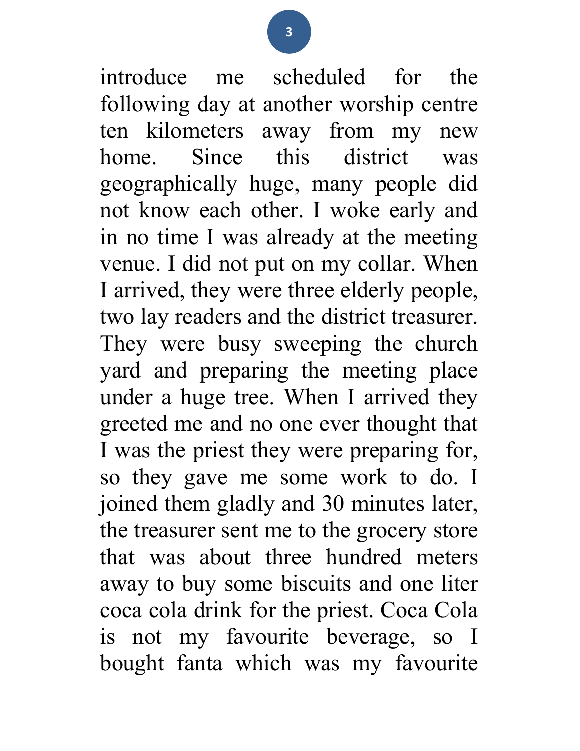introduce me scheduled for the following day at another worship centre ten kilometers away from my new home. Since this district was geographically huge, many people did not know each other. I woke early and in no time I was already at the meeting venue. I did not put on my collar. When I arrived, they were three elderly people, two lay readers and the district treasurer. They were busy sweeping the church yard and preparing the meeting place under a huge tree. When I arrived they greeted me and no one ever thought that I was the priest they were preparing for, so they gave me some work to do. I joined them gladly and 30 minutes later, the treasurer sent me to the grocery store that was about three hundred meters away to buy some biscuits and one liter coca cola drink for the priest. Coca Cola is not my favourite beverage, so I bought fanta which was my favourite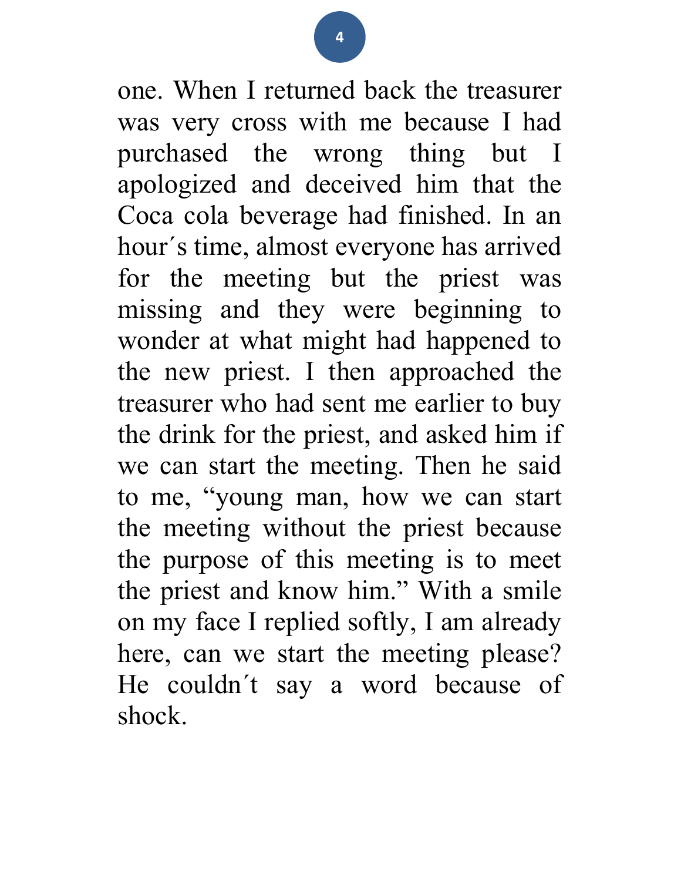one. When I returned back the treasurer was very cross with me because I had purchased the wrong thing but I apologized and deceived him that the Coca cola beverage had finished. In an hour´s time, almost everyone has arrived for the meeting but the priest was missing and they were beginning to wonder at what might had happened to the new priest. I then approached the treasurer who had sent me earlier to buy the drink for the priest, and asked him if we can start the meeting. Then he said to me, "young man, how we can start the meeting without the priest because the purpose of this meeting is to meet the priest and know him." With a smile on my face I replied softly, I am already here, can we start the meeting please? He couldn´t say a word because of shock.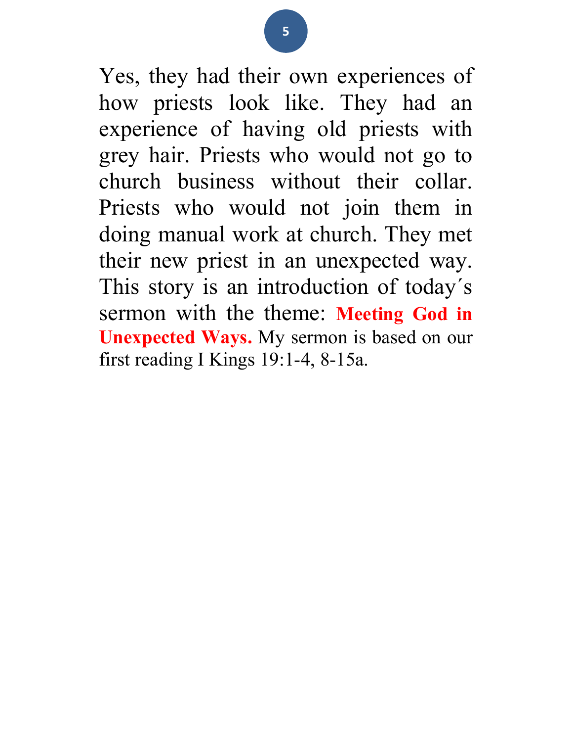Yes, they had their own experiences of how priests look like. They had an experience of having old priests with grey hair. Priests who would not go to church business without their collar. Priests who would not join them in doing manual work at church. They met their new priest in an unexpected way. This story is an introduction of today´s sermon with the theme: **Meeting God in Unexpected Ways.** My sermon is based on our first reading I Kings 19:1-4, 8-15a.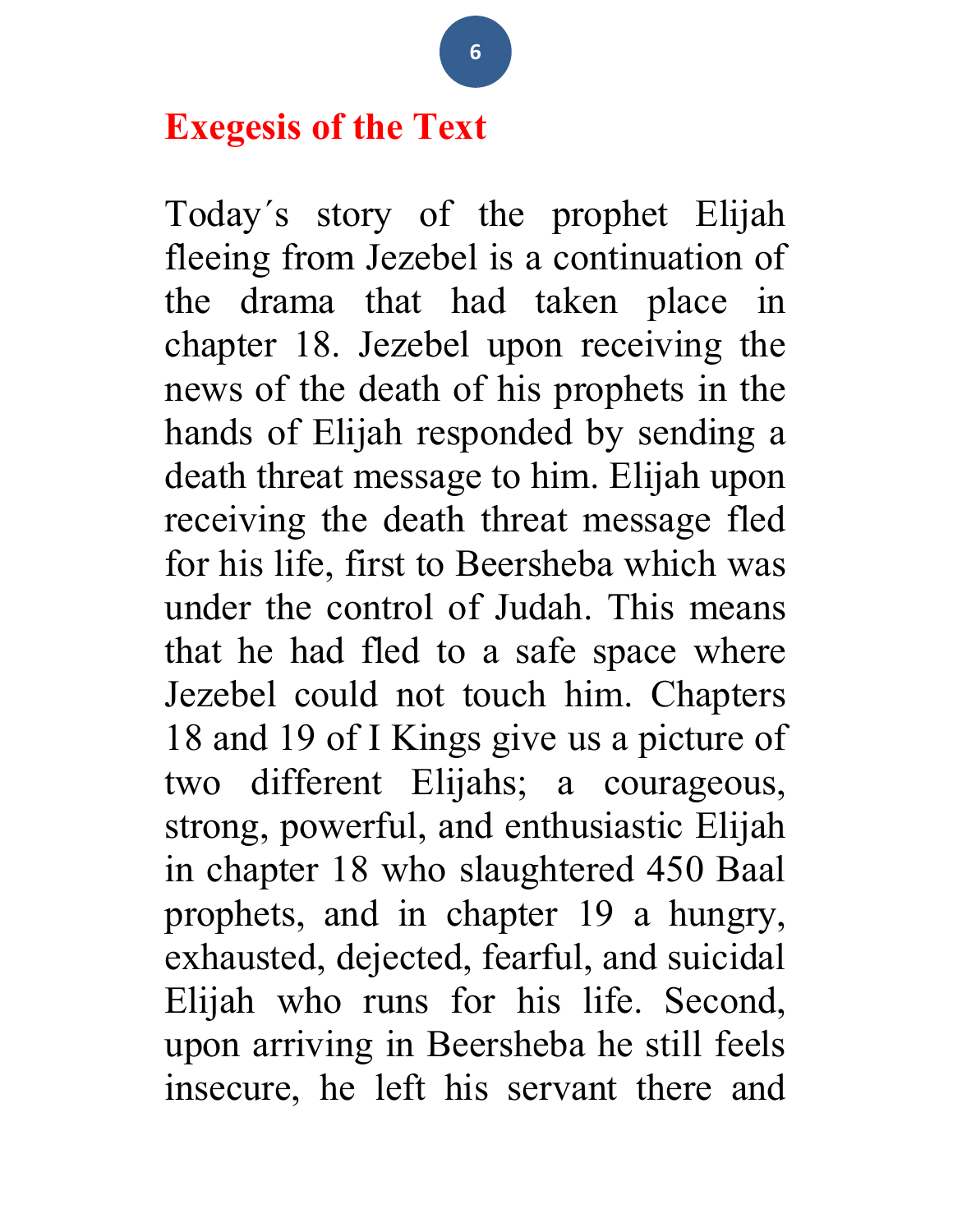# Exegesis of the Text

Today´s story of the prophet Elijah fleeing from Jezebel is a continuation of the drama that had taken place in chapter 18. Jezebel upon receiving the news of the death of his prophets in the hands of Elijah responded by sending a death threat message to him. Elijah upon receiving the death threat message fled for his life, first to Beersheba which was under the control of Judah. This means that he had fled to a safe space where Jezebel could not touch him. Chapters 18 and 19 of I Kings give us a picture of two different Elijahs; a courageous, strong, powerful, and enthusiastic Elijah in chapter 18 who slaughtered 450 Baal prophets, and in chapter 19 a hungry, exhausted, dejected, fearful, and suicidal Elijah who runs for his life. Second, upon arriving in Beersheba he still feels insecure, he left his servant there and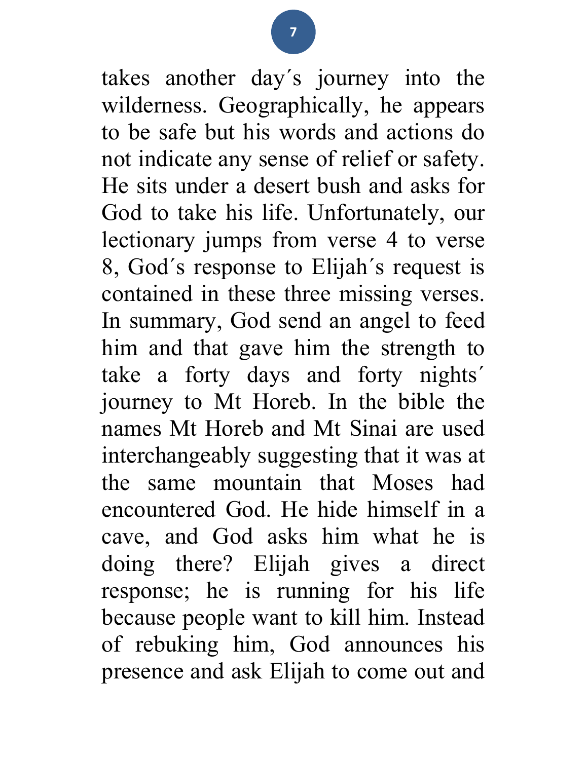takes another day´s journey into the wilderness. Geographically, he appears to be safe but his words and actions do not indicate any sense of relief or safety. He sits under a desert bush and asks for God to take his life. Unfortunately, our lectionary jumps from verse 4 to verse 8, God´s response to Elijah´s request is contained in these three missing verses. In summary, God send an angel to feed him and that gave him the strength to take a forty days and forty nights´ journey to Mt Horeb. In the bible the names Mt Horeb and Mt Sinai are used interchangeably suggesting that it was at the same mountain that Moses had encountered God. He hide himself in a cave, and God asks him what he is doing there? Elijah gives a direct response; he is running for his life because people want to kill him. Instead of rebuking him, God announces his presence and ask Elijah to come out and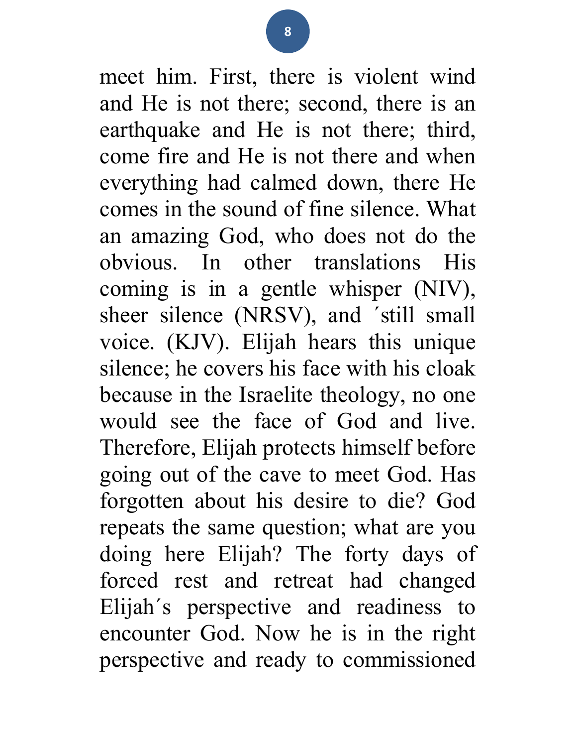meet him. First, there is violent wind and He is not there; second, there is an earthquake and He is not there; third, come fire and He is not there and when everything had calmed down, there He comes in the sound of fine silence. What an amazing God, who does not do the obvious. In other translations His coming is in a gentle whisper (NIV), sheer silence (NRSV), and ´still small voice. (KJV). Elijah hears this unique silence; he covers his face with his cloak because in the Israelite theology, no one would see the face of God and live. Therefore, Elijah protects himself before going out of the cave to meet God. Has forgotten about his desire to die? God repeats the same question; what are you doing here Elijah? The forty days of forced rest and retreat had changed Elijah´s perspective and readiness to encounter God. Now he is in the right perspective and ready to commissioned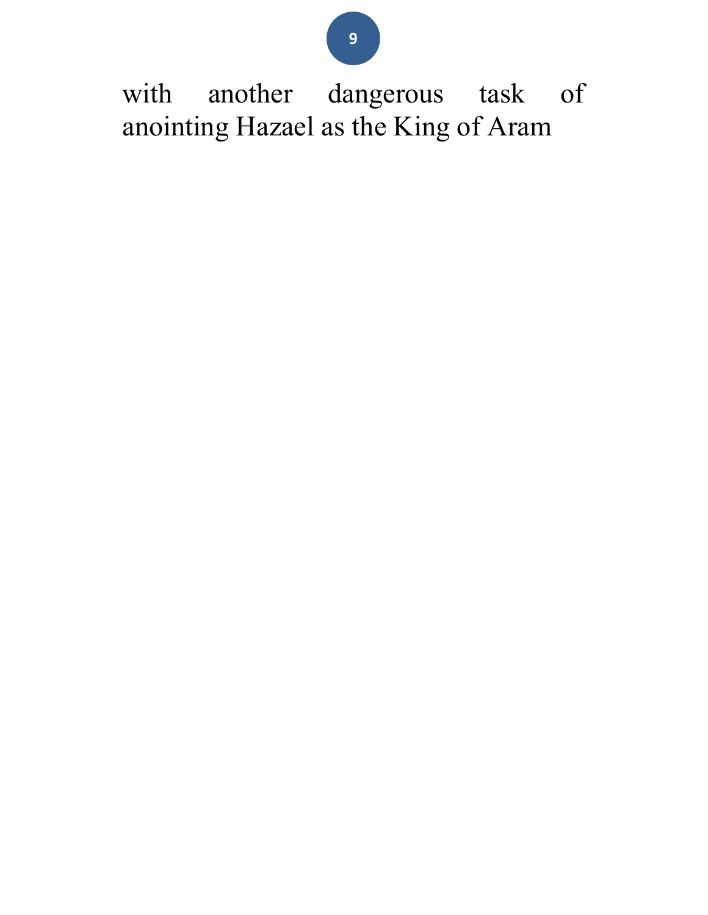with another dangerous task of anointing Hazael as the King of Aram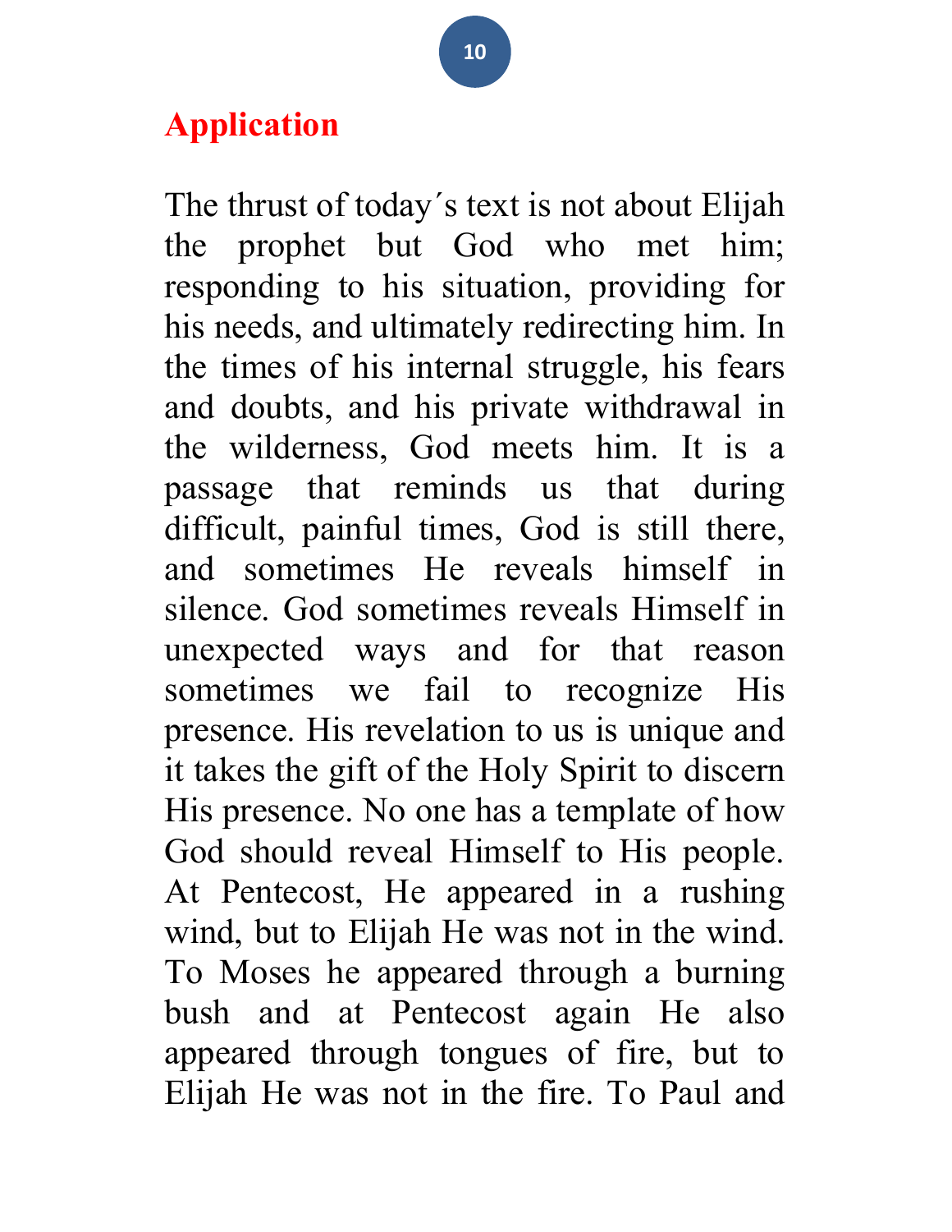# Application

The thrust of today´s text is not about Elijah the prophet but God who met him; responding to his situation, providing for his needs, and ultimately redirecting him. In the times of his internal struggle, his fears and doubts, and his private withdrawal in the wilderness, God meets him. It is a passage that reminds us that during difficult, painful times, God is still there, and sometimes He reveals himself in silence. God sometimes reveals Himself in unexpected ways and for that reason sometimes we fail to recognize His presence. His revelation to us is unique and it takes the gift of the Holy Spirit to discern His presence. No one has a template of how God should reveal Himself to His people. At Pentecost, He appeared in a rushing wind, but to Elijah He was not in the wind. To Moses he appeared through a burning bush and at Pentecost again He also appeared through tongues of fire, but to Elijah He was not in the fire. To Paul and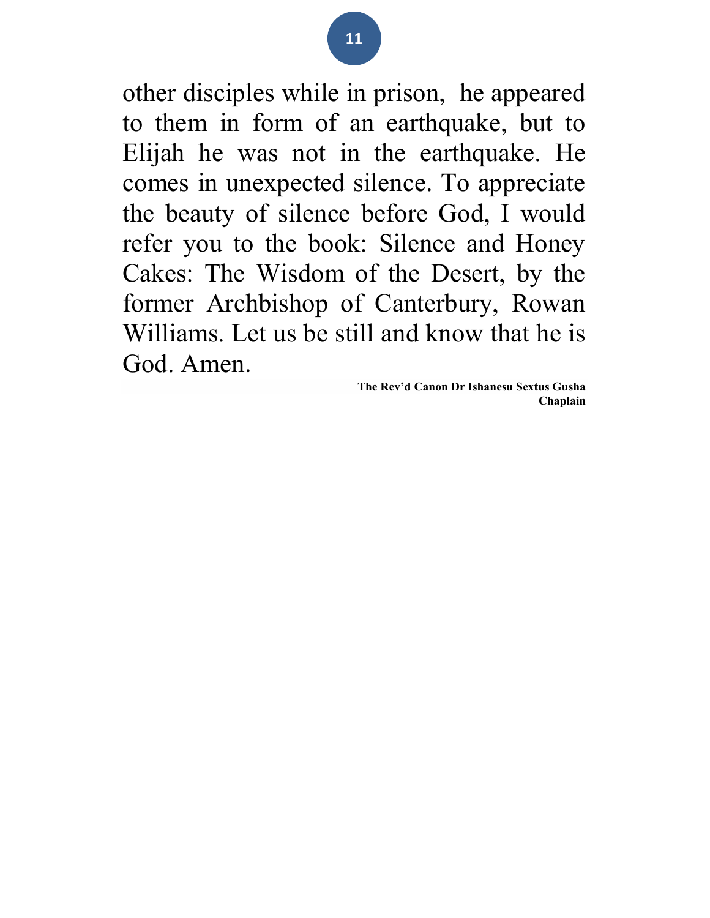other disciples while in prison,  he appeared to them in form of an earthquake, but to Elijah he was not in the earthquake. He comes in unexpected silence. To appreciate the beauty of silence before God, I would refer you to the book: Silence and Honey Cakes: The Wisdom of the Desert, by the former Archbishop of Canterbury, Rowan Williams. Let us be still and know that he is God. Amen.

**The Rev'd Canon Dr Ishanesu Sextus Gusha**
**Chaplain**